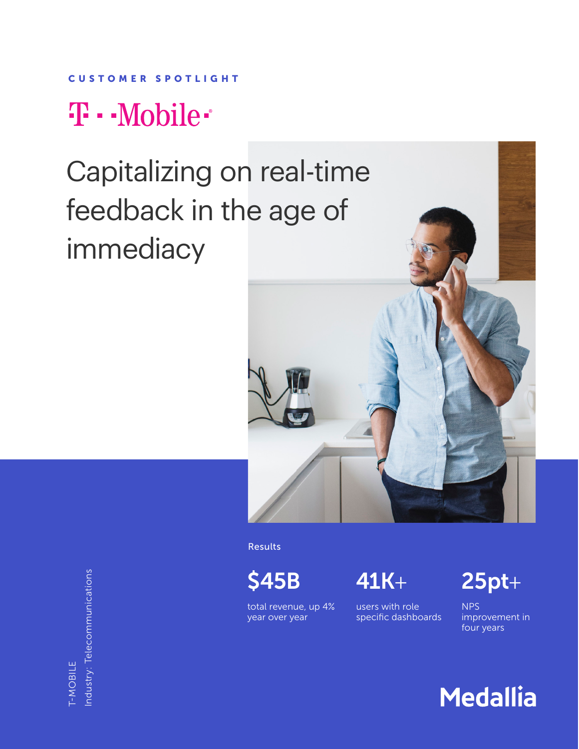CUSTOMER SPOTLIGHT

T-Mobile

# Capitalizing on real-time feedback in the age of immediacy

T-MOBILE
Industry: Telecommunications

Results

**$45B**
total revenue, up 4% year over year

**41K+**
users with role specific dashboards

**25pt+**
NPS improvement in four years

Medallia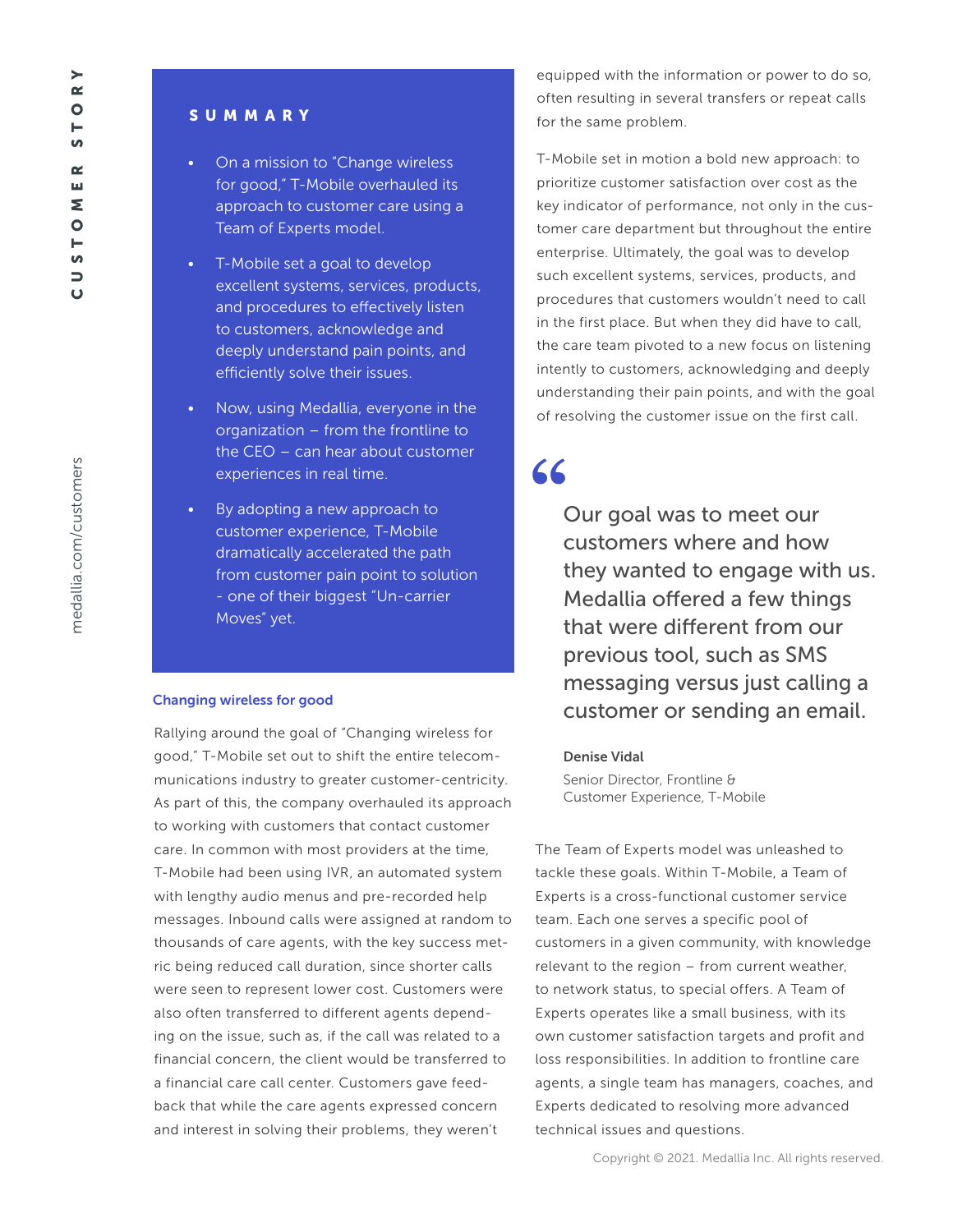## SUMMARY

- On a mission to "Change wireless for good," T-Mobile overhauled its approach to customer care using a Team of Experts model.
- T-Mobile set a goal to develop excellent systems, services, products, and procedures to effectively listen to customers, acknowledge and deeply understand pain points, and efficiently solve their issues.
- Now, using Medallia, everyone in the organization – from the frontline to the CEO – can hear about customer experiences in real time.
- By adopting a new approach to customer experience, T-Mobile dramatically accelerated the path from customer pain point to solution - one of their biggest "Un-carrier Moves" yet.

### Changing wireless for good

Rallying around the goal of "Changing wireless for good," T-Mobile set out to shift the entire telecommunications industry to greater customer-centricity. As part of this, the company overhauled its approach to working with customers that contact customer care. In common with most providers at the time, T-Mobile had been using IVR, an automated system with lengthy audio menus and pre-recorded help messages. Inbound calls were assigned at random to thousands of care agents, with the key success metric being reduced call duration, since shorter calls were seen to represent lower cost. Customers were also often transferred to different agents depending on the issue, such as, if the call was related to a financial concern, the client would be transferred to a financial care call center. Customers gave feedback that while the care agents expressed concern and interest in solving their problems, they weren't equipped with the information or power to do so, often resulting in several transfers or repeat calls for the same problem.

T-Mobile set in motion a bold new approach: to prioritize customer satisfaction over cost as the key indicator of performance, not only in the customer care department but throughout the entire enterprise. Ultimately, the goal was to develop such excellent systems, services, products, and procedures that customers wouldn't need to call in the first place. But when they did have to call, the care team pivoted to a new focus on listening intently to customers, acknowledging and deeply understanding their pain points, and with the goal of resolving the customer issue on the first call.

> "Our goal was to meet our customers where and how they wanted to engage with us. Medallia offered a few things that were different from our previous tool, such as SMS messaging versus just calling a customer or sending an email.
>
> **Denise Vidal**
> Senior Director, Frontline & Customer Experience, T-Mobile

The Team of Experts model was unleashed to tackle these goals. Within T-Mobile, a Team of Experts is a cross-functional customer service team. Each one serves a specific pool of customers in a given community, with knowledge relevant to the region – from current weather, to network status, to special offers. A Team of Experts operates like a small business, with its own customer satisfaction targets and profit and loss responsibilities. In addition to frontline care agents, a single team has managers, coaches, and Experts dedicated to resolving more advanced technical issues and questions.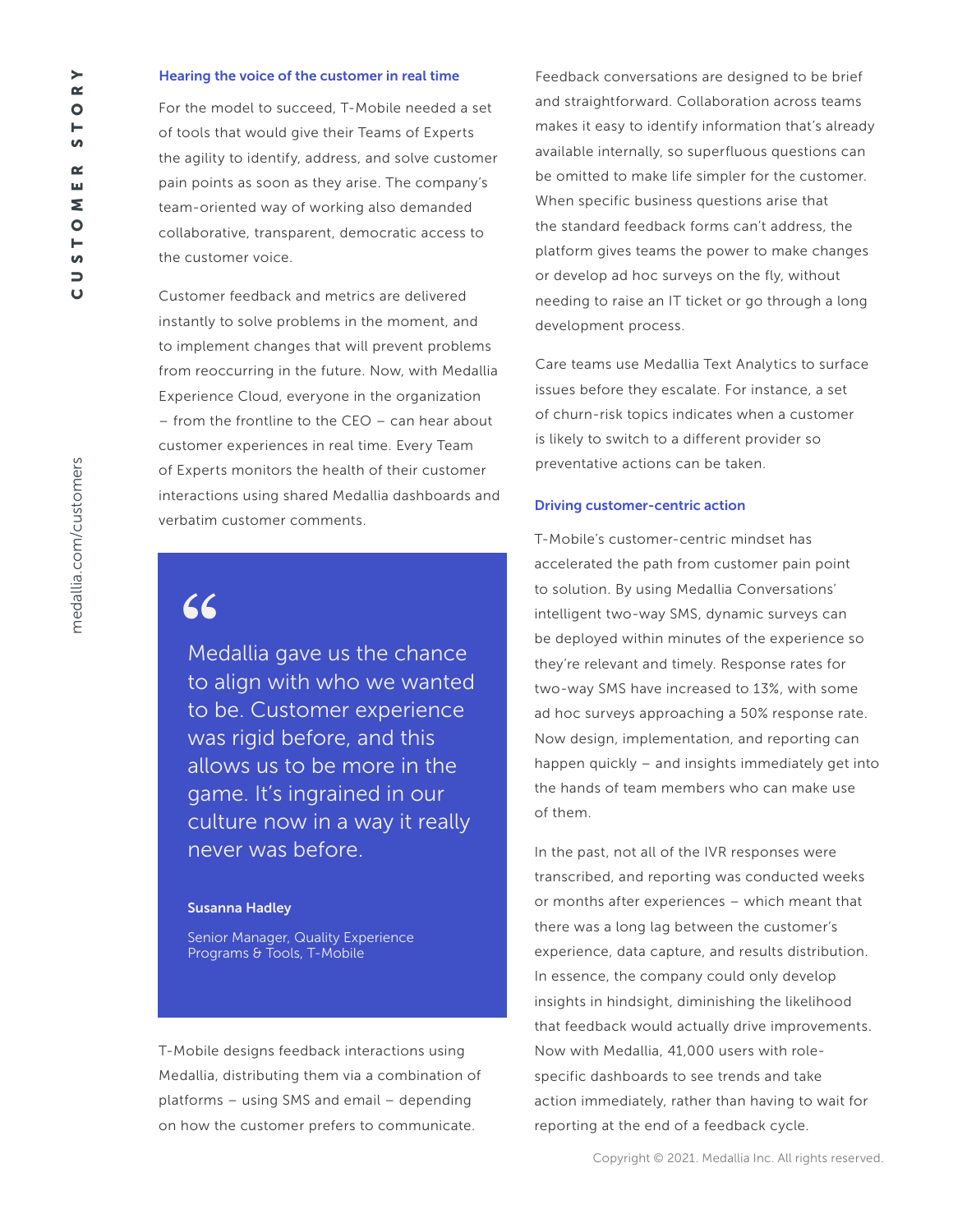### Hearing the voice of the customer in real time

For the model to succeed, T-Mobile needed a set of tools that would give their Teams of Experts the agility to identify, address, and solve customer pain points as soon as they arise. The company's team-oriented way of working also demanded collaborative, transparent, democratic access to the customer voice.

Customer feedback and metrics are delivered instantly to solve problems in the moment, and to implement changes that will prevent problems from reoccurring in the future. Now, with Medallia Experience Cloud, everyone in the organization – from the frontline to the CEO – can hear about customer experiences in real time. Every Team of Experts monitors the health of their customer interactions using shared Medallia dashboards and verbatim customer comments.

> "Medallia gave us the chance to align with who we wanted to be. Customer experience was rigid before, and this allows us to be more in the game. It's ingrained in our culture now in a way it really never was before.
>
> **Susanna Hadley**
>
> Senior Manager, Quality Experience Programs & Tools, T-Mobile

T-Mobile designs feedback interactions using Medallia, distributing them via a combination of platforms – using SMS and email – depending on how the customer prefers to communicate.

Feedback conversations are designed to be brief and straightforward. Collaboration across teams makes it easy to identify information that's already available internally, so superfluous questions can be omitted to make life simpler for the customer. When specific business questions arise that the standard feedback forms can't address, the platform gives teams the power to make changes or develop ad hoc surveys on the fly, without needing to raise an IT ticket or go through a long development process.

Care teams use Medallia Text Analytics to surface issues before they escalate. For instance, a set of churn-risk topics indicates when a customer is likely to switch to a different provider so preventative actions can be taken.

### Driving customer-centric action

T-Mobile's customer-centric mindset has accelerated the path from customer pain point to solution. By using Medallia Conversations' intelligent two-way SMS, dynamic surveys can be deployed within minutes of the experience so they're relevant and timely. Response rates for two-way SMS have increased to 13%, with some ad hoc surveys approaching a 50% response rate. Now design, implementation, and reporting can happen quickly – and insights immediately get into the hands of team members who can make use of them.

In the past, not all of the IVR responses were transcribed, and reporting was conducted weeks or months after experiences – which meant that there was a long lag between the customer's experience, data capture, and results distribution. In essence, the company could only develop insights in hindsight, diminishing the likelihood that feedback would actually drive improvements. Now with Medallia, 41,000 users with role-specific dashboards to see trends and take action immediately, rather than having to wait for reporting at the end of a feedback cycle.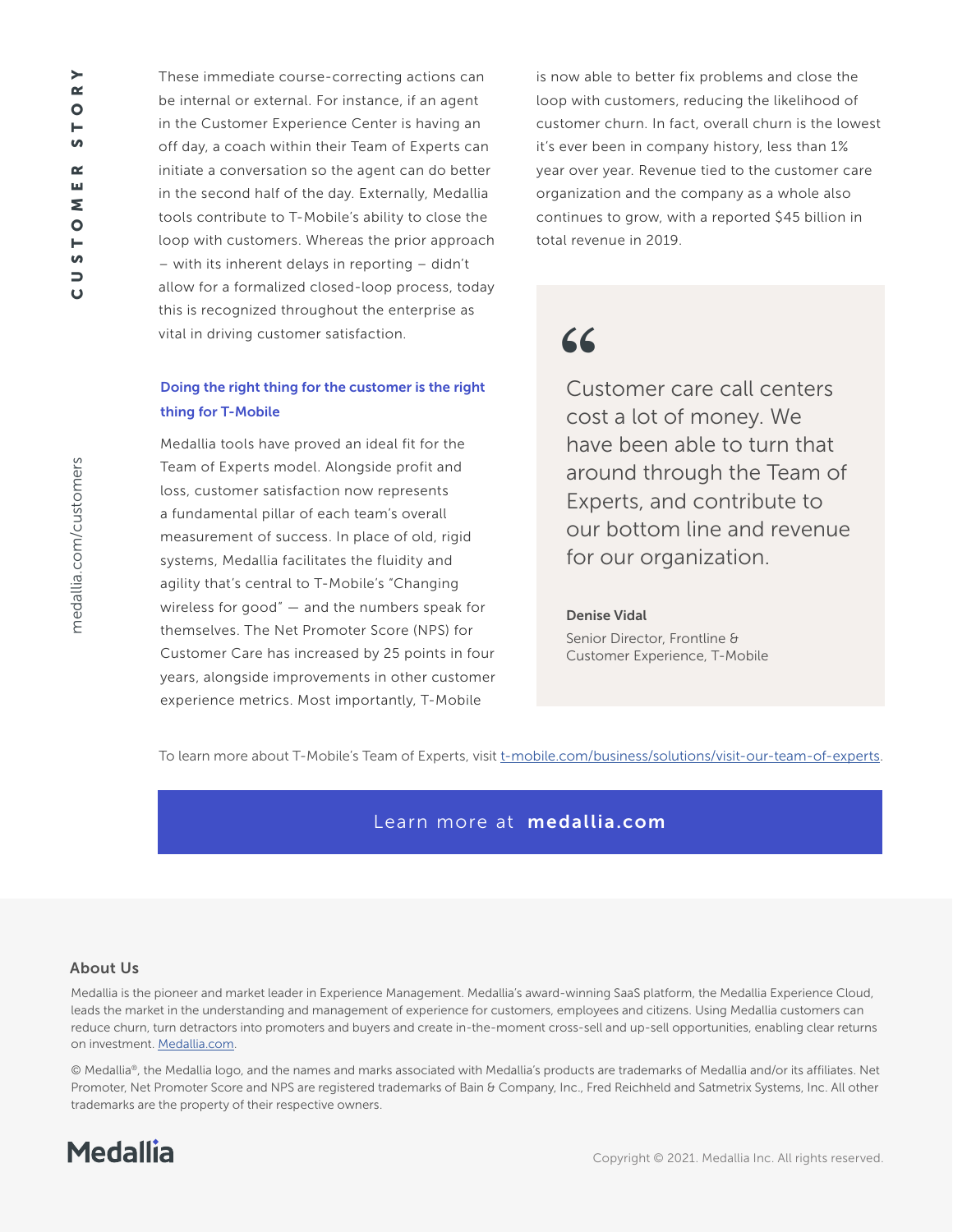These immediate course-correcting actions can be internal or external. For instance, if an agent in the Customer Experience Center is having an off day, a coach within their Team of Experts can initiate a conversation so the agent can do better in the second half of the day. Externally, Medallia tools contribute to T-Mobile's ability to close the loop with customers. Whereas the prior approach – with its inherent delays in reporting – didn't allow for a formalized closed-loop process, today this is recognized throughout the enterprise as vital in driving customer satisfaction.

### Doing the right thing for the customer is the right thing for T-Mobile

Medallia tools have proved an ideal fit for the Team of Experts model. Alongside profit and loss, customer satisfaction now represents a fundamental pillar of each team's overall measurement of success. In place of old, rigid systems, Medallia facilitates the fluidity and agility that's central to T-Mobile's "Changing wireless for good" — and the numbers speak for themselves. The Net Promoter Score (NPS) for Customer Care has increased by 25 points in four years, alongside improvements in other customer experience metrics. Most importantly, T-Mobile is now able to better fix problems and close the loop with customers, reducing the likelihood of customer churn. In fact, overall churn is the lowest it's ever been in company history, less than 1% year over year. Revenue tied to the customer care organization and the company as a whole also continues to grow, with a reported $45 billion in total revenue in 2019.

> "Customer care call centers cost a lot of money. We have been able to turn that around through the Team of Experts, and contribute to our bottom line and revenue for our organization.
>
> **Denise Vidal**
> Senior Director, Frontline & Customer Experience, T-Mobile

To learn more about T-Mobile's Team of Experts, visit t-mobile.com/business/solutions/visit-our-team-of-experts.

Learn more at **medallia.com**

## About Us

Medallia is the pioneer and market leader in Experience Management. Medallia's award-winning SaaS platform, the Medallia Experience Cloud, leads the market in the understanding and management of experience for customers, employees and citizens. Using Medallia customers can reduce churn, turn detractors into promoters and buyers and create in-the-moment cross-sell and up-sell opportunities, enabling clear returns on investment. Medallia.com.

© Medallia®, the Medallia logo, and the names and marks associated with Medallia's products are trademarks of Medallia and/or its affiliates. Net Promoter, Net Promoter Score and NPS are registered trademarks of Bain & Company, Inc., Fred Reichheld and Satmetrix Systems, Inc. All other trademarks are the property of their respective owners.

Medallia

Copyright © 2021. Medallia Inc. All rights reserved.